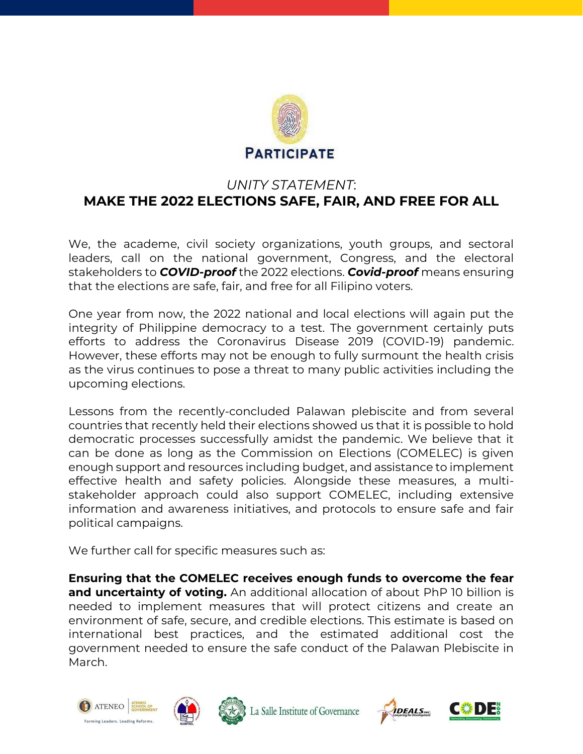PARTICIPATE

*UNITY STATEMENT*:
# MAKE THE 2022 ELECTIONS SAFE, FAIR, AND FREE FOR ALL

We, the academe, civil society organizations, youth groups, and sectoral leaders, call on the national government, Congress, and the electoral stakeholders to ***COVID-proof*** the 2022 elections. ***Covid-proof*** means ensuring that the elections are safe, fair, and free for all Filipino voters.

One year from now, the 2022 national and local elections will again put the integrity of Philippine democracy to a test. The government certainly puts efforts to address the Coronavirus Disease 2019 (COVID-19) pandemic. However, these efforts may not be enough to fully surmount the health crisis as the virus continues to pose a threat to many public activities including the upcoming elections.

Lessons from the recently-concluded Palawan plebiscite and from several countries that recently held their elections showed us that it is possible to hold democratic processes successfully amidst the pandemic. We believe that it can be done as long as the Commission on Elections (COMELEC) is given enough support and resources including budget, and assistance to implement effective health and safety policies. Alongside these measures, a multi-stakeholder approach could also support COMELEC, including extensive information and awareness initiatives, and protocols to ensure safe and fair political campaigns.

We further call for specific measures such as:

**Ensuring that the COMELEC receives enough funds to overcome the fear and uncertainty of voting.** An additional allocation of about PhP 10 billion is needed to implement measures that will protect citizens and create an environment of safe, secure, and credible elections. This estimate is based on international best practices, and the estimated additional cost the government needed to ensure the safe conduct of the Palawan Plebiscite in March.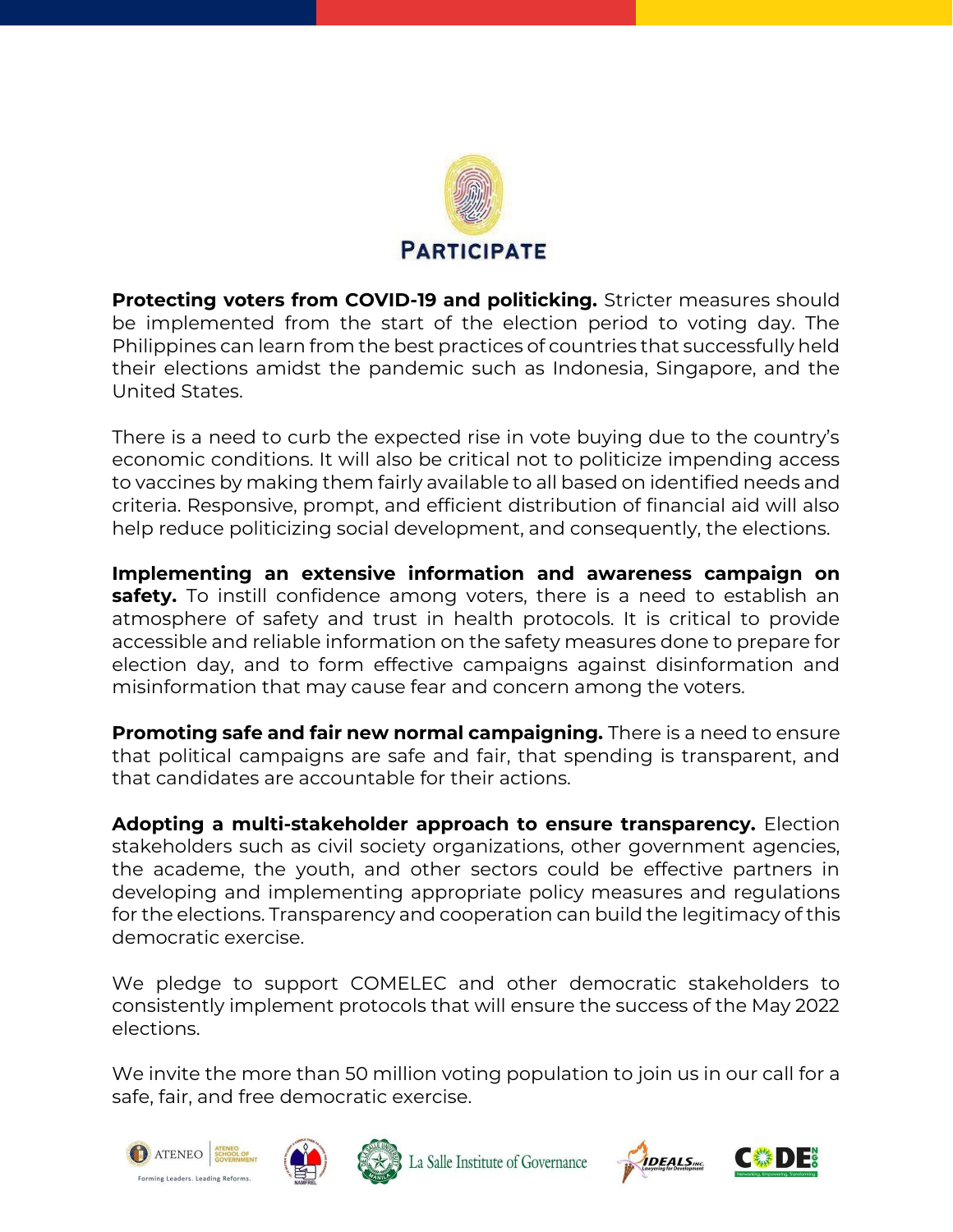# PARTICIPATE

**Protecting voters from COVID-19 and politicking.** Stricter measures should be implemented from the start of the election period to voting day. The Philippines can learn from the best practices of countries that successfully held their elections amidst the pandemic such as Indonesia, Singapore, and the United States.

There is a need to curb the expected rise in vote buying due to the country's economic conditions. It will also be critical not to politicize impending access to vaccines by making them fairly available to all based on identified needs and criteria. Responsive, prompt, and efficient distribution of financial aid will also help reduce politicizing social development, and consequently, the elections.

**Implementing an extensive information and awareness campaign on safety.** To instill confidence among voters, there is a need to establish an atmosphere of safety and trust in health protocols. It is critical to provide accessible and reliable information on the safety measures done to prepare for election day, and to form effective campaigns against disinformation and misinformation that may cause fear and concern among the voters.

**Promoting safe and fair new normal campaigning.** There is a need to ensure that political campaigns are safe and fair, that spending is transparent, and that candidates are accountable for their actions.

**Adopting a multi-stakeholder approach to ensure transparency.** Election stakeholders such as civil society organizations, other government agencies, the academe, the youth, and other sectors could be effective partners in developing and implementing appropriate policy measures and regulations for the elections. Transparency and cooperation can build the legitimacy of this democratic exercise.

We pledge to support COMELEC and other democratic stakeholders to consistently implement protocols that will ensure the success of the May 2022 elections.

We invite the more than 50 million voting population to join us in our call for a safe, fair, and free democratic exercise.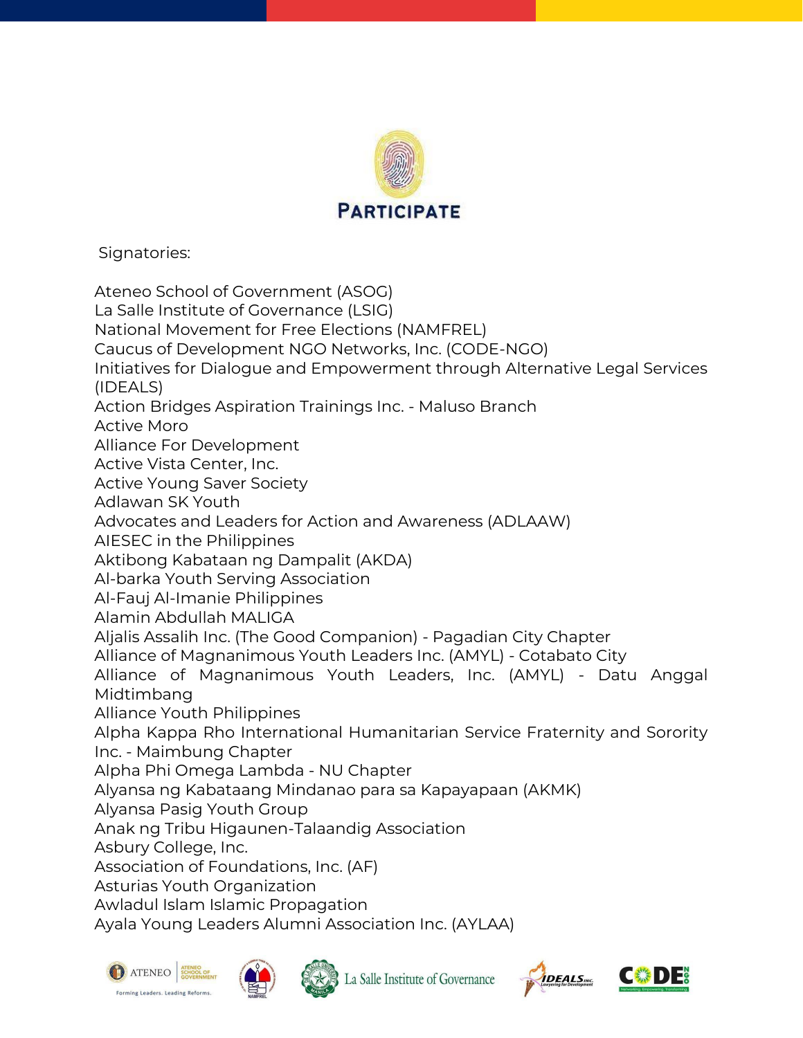Signatories:

Ateneo School of Government (ASOG)
La Salle Institute of Governance (LSIG)
National Movement for Free Elections (NAMFREL)
Caucus of Development NGO Networks, Inc. (CODE-NGO)
Initiatives for Dialogue and Empowerment through Alternative Legal Services (IDEALS)
Action Bridges Aspiration Trainings Inc. - Maluso Branch
Active Moro
Alliance For Development
Active Vista Center, Inc.
Active Young Saver Society
Adlawan SK Youth
Advocates and Leaders for Action and Awareness (ADLAAW)
AIESEC in the Philippines
Aktibong Kabataan ng Dampalit (AKDA)
Al-barka Youth Serving Association
Al-Fauj Al-Imanie Philippines
Alamin Abdullah MALIGA
Aljalis Assalih Inc. (The Good Companion) - Pagadian City Chapter
Alliance of Magnanimous Youth Leaders Inc. (AMYL) - Cotabato City
Alliance of Magnanimous Youth Leaders, Inc. (AMYL) - Datu Anggal Midtimbang
Alliance Youth Philippines
Alpha Kappa Rho International Humanitarian Service Fraternity and Sorority Inc. - Maimbung Chapter
Alpha Phi Omega Lambda - NU Chapter
Alyansa ng Kabataang Mindanao para sa Kapayapaan (AKMK)
Alyansa Pasig Youth Group
Anak ng Tribu Higaunen-Talaandig Association
Asbury College, Inc.
Association of Foundations, Inc. (AF)
Asturias Youth Organization
Awladul Islam Islamic Propagation
Ayala Young Leaders Alumni Association Inc. (AYLAA)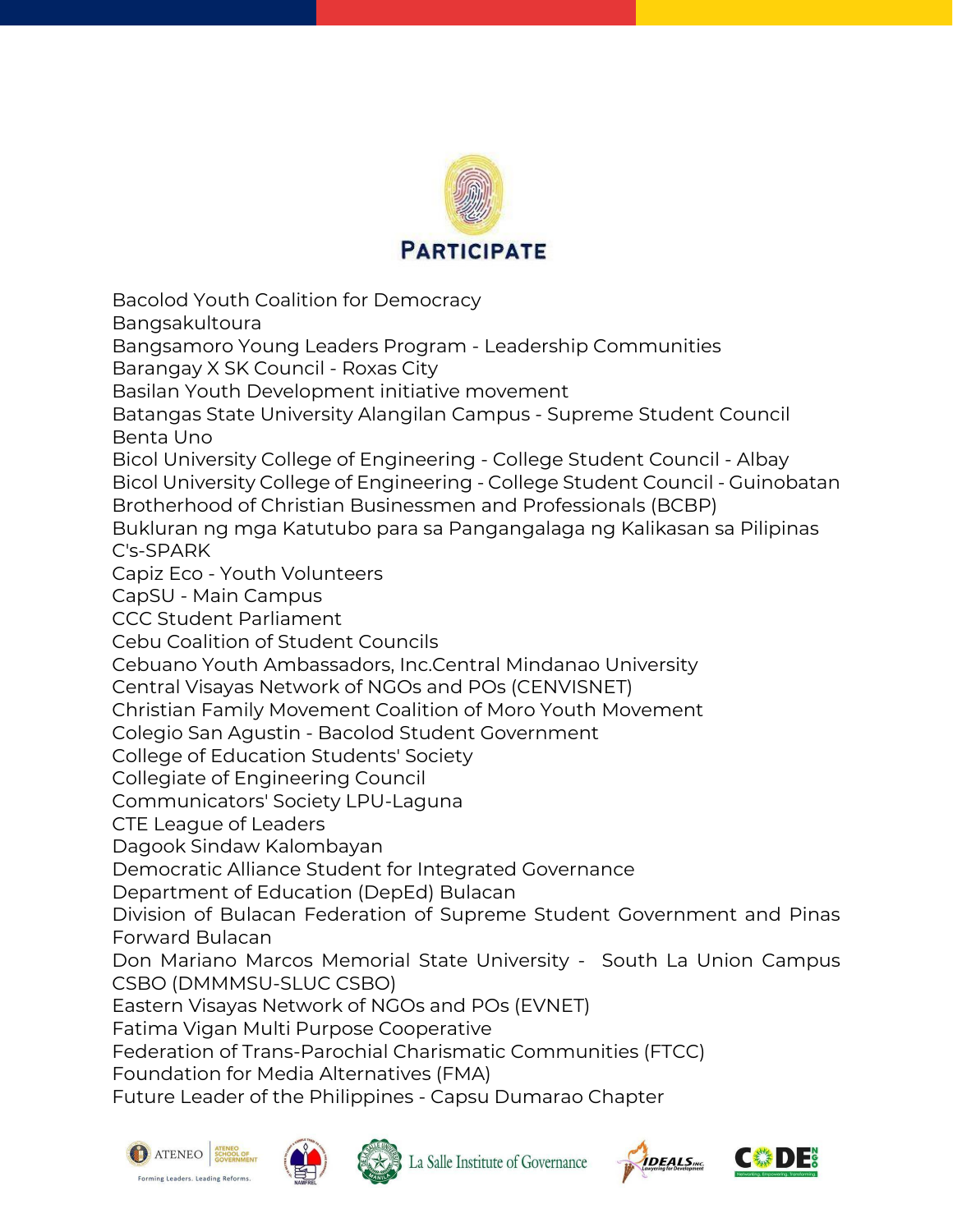# PARTICIPATE

Bacolod Youth Coalition for Democracy
Bangsakultoura
Bangsamoro Young Leaders Program - Leadership Communities
Barangay X SK Council - Roxas City
Basilan Youth Development initiative movement
Batangas State University Alangilan Campus - Supreme Student Council
Benta Uno
Bicol University College of Engineering - College Student Council - Albay
Bicol University College of Engineering - College Student Council - Guinobatan
Brotherhood of Christian Businessmen and Professionals (BCBP)
Bukluran ng mga Katutubo para sa Pangangalaga ng Kalikasan sa Pilipinas
C's-SPARK
Capiz Eco - Youth Volunteers
CapSU - Main Campus
CCC Student Parliament
Cebu Coalition of Student Councils
Cebuano Youth Ambassadors, Inc.Central Mindanao University
Central Visayas Network of NGOs and POs (CENVISNET)
Christian Family Movement Coalition of Moro Youth Movement
Colegio San Agustin - Bacolod Student Government
College of Education Students' Society
Collegiate of Engineering Council
Communicators' Society LPU-Laguna
CTE League of Leaders
Dagook Sindaw Kalombayan
Democratic Alliance Student for Integrated Governance
Department of Education (DepEd) Bulacan
Division of Bulacan Federation of Supreme Student Government and Pinas Forward Bulacan
Don Mariano Marcos Memorial State University - South La Union Campus CSBO (DMMMSU-SLUC CSBO)
Eastern Visayas Network of NGOs and POs (EVNET)
Fatima Vigan Multi Purpose Cooperative
Federation of Trans-Parochial Charismatic Communities (FTCC)
Foundation for Media Alternatives (FMA)
Future Leader of the Philippines - Capsu Dumarao Chapter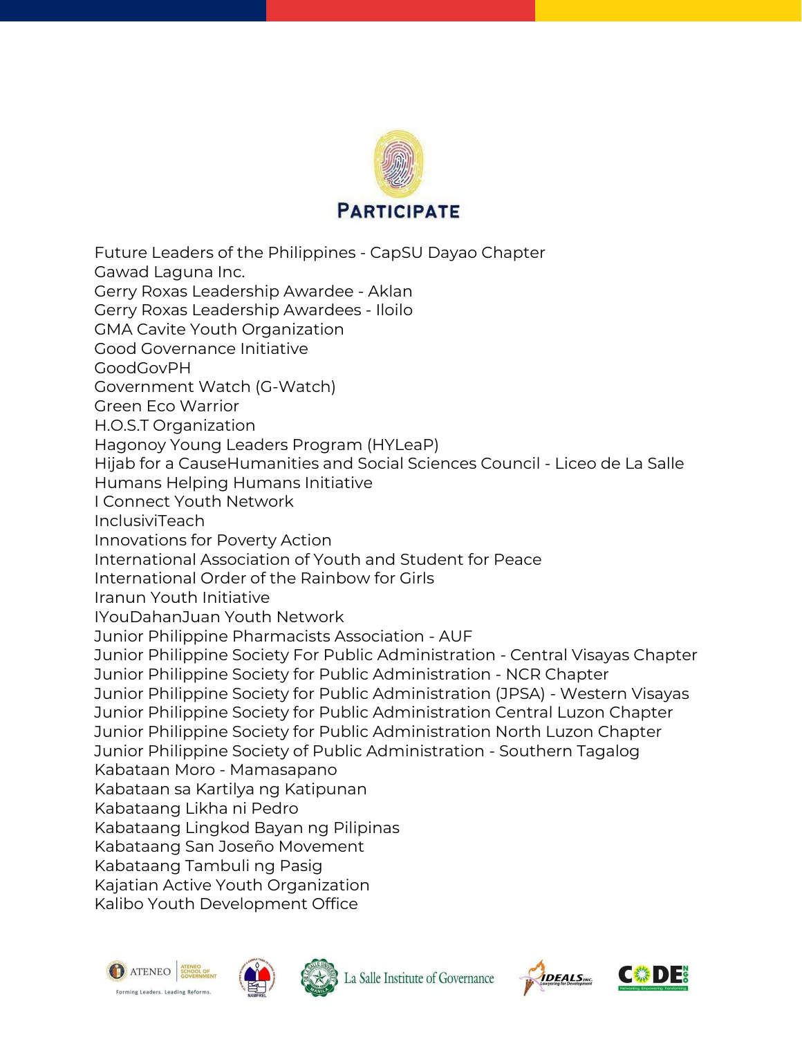Future Leaders of the Philippines - CapSU Dayao Chapter
Gawad Laguna Inc.
Gerry Roxas Leadership Awardee - Aklan
Gerry Roxas Leadership Awardees - Iloilo
GMA Cavite Youth Organization
Good Governance Initiative
GoodGovPH
Government Watch (G-Watch)
Green Eco Warrior
H.O.S.T Organization
Hagonoy Young Leaders Program (HYLeaP)
Hijab for a CauseHumanities and Social Sciences Council - Liceo de La Salle
Humans Helping Humans Initiative
I Connect Youth Network
InclusiviTeach
Innovations for Poverty Action
International Association of Youth and Student for Peace
International Order of the Rainbow for Girls
Iranun Youth Initiative
IYouDahanJuan Youth Network
Junior Philippine Pharmacists Association - AUF
Junior Philippine Society For Public Administration - Central Visayas Chapter
Junior Philippine Society for Public Administration - NCR Chapter
Junior Philippine Society for Public Administration (JPSA) - Western Visayas
Junior Philippine Society for Public Administration Central Luzon Chapter
Junior Philippine Society for Public Administration North Luzon Chapter
Junior Philippine Society of Public Administration - Southern Tagalog
Kabataan Moro - Mamasapano
Kabataan sa Kartilya ng Katipunan
Kabataang Likha ni Pedro
Kabataang Lingkod Bayan ng Pilipinas
Kabataang San Joseño Movement
Kabataang Tambuli ng Pasig
Kajatian Active Youth Organization
Kalibo Youth Development Office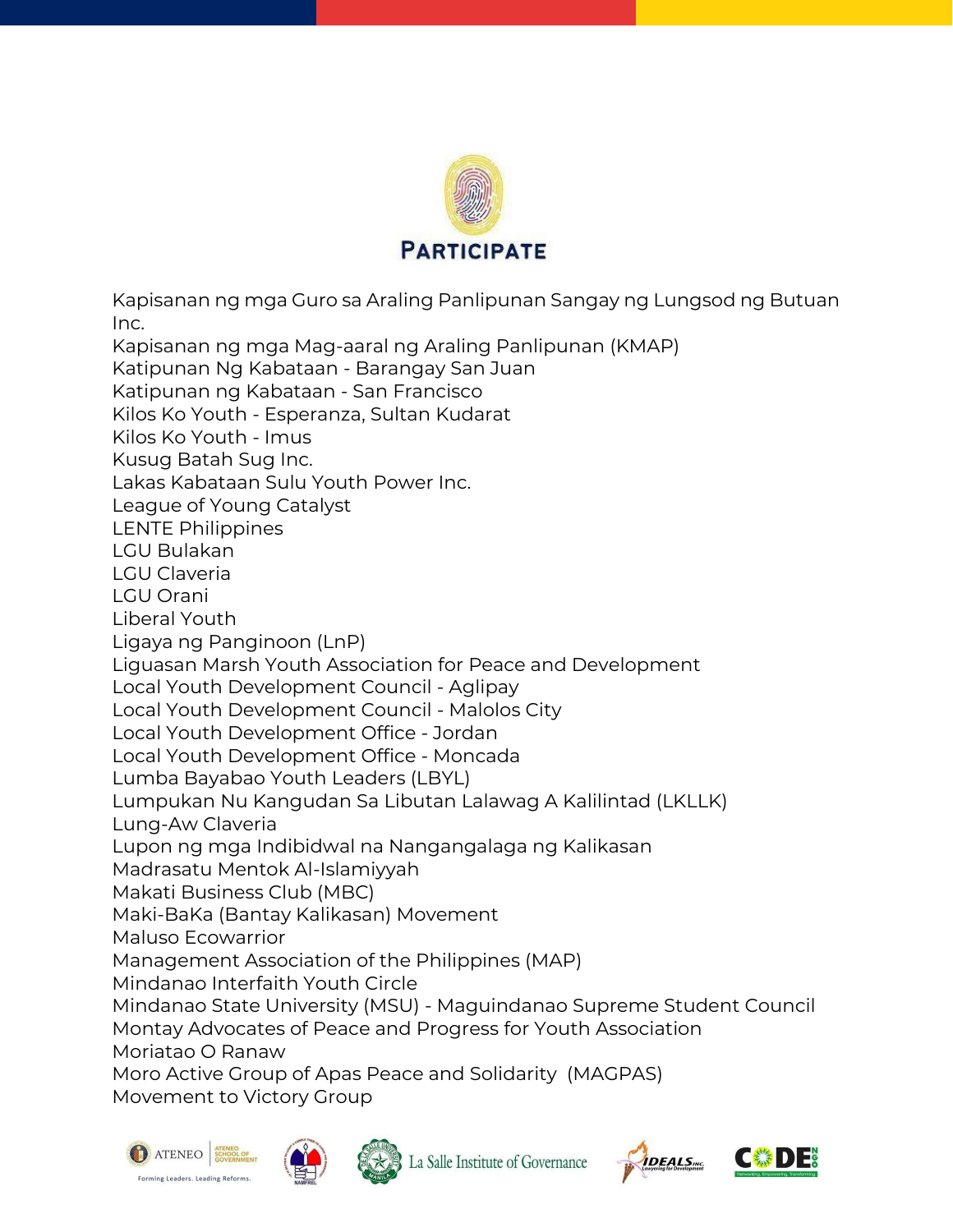Kapisanan ng mga Guro sa Araling Panlipunan Sangay ng Lungsod ng Butuan Inc.
Kapisanan ng mga Mag-aaral ng Araling Panlipunan (KMAP)
Katipunan Ng Kabataan - Barangay San Juan
Katipunan ng Kabataan - San Francisco
Kilos Ko Youth - Esperanza, Sultan Kudarat
Kilos Ko Youth - Imus
Kusug Batah Sug Inc.
Lakas Kabataan Sulu Youth Power Inc.
League of Young Catalyst
LENTE Philippines
LGU Bulakan
LGU Claveria
LGU Orani
Liberal Youth
Ligaya ng Panginoon (LnP)
Liguasan Marsh Youth Association for Peace and Development
Local Youth Development Council - Aglipay
Local Youth Development Council - Malolos City
Local Youth Development Office - Jordan
Local Youth Development Office - Moncada
Lumba Bayabao Youth Leaders (LBYL)
Lumpukan Nu Kangudan Sa Libutan Lalawag A Kalilintad (LKLLK)
Lung-Aw Claveria
Lupon ng mga Indibidwal na Nangangalaga ng Kalikasan
Madrasatu Mentok Al-Islamiyyah
Makati Business Club (MBC)
Maki-BaKa (Bantay Kalikasan) Movement
Maluso Ecowarrior
Management Association of the Philippines (MAP)
Mindanao Interfaith Youth Circle
Mindanao State University (MSU) - Maguindanao Supreme Student Council
Montay Advocates of Peace and Progress for Youth Association
Moriatao O Ranaw
Moro Active Group of Apas Peace and Solidarity (MAGPAS)
Movement to Victory Group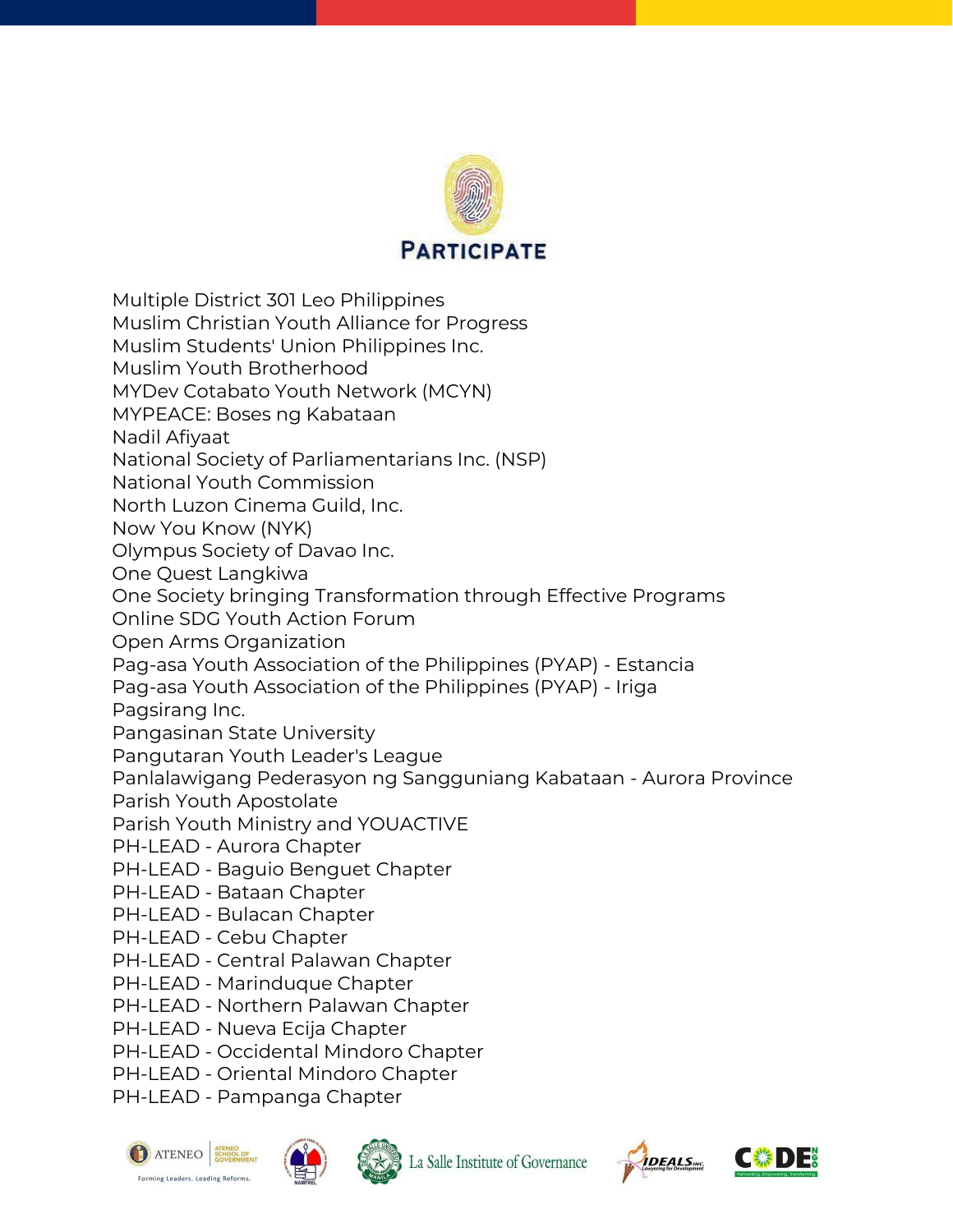Multiple District 301 Leo Philippines
Muslim Christian Youth Alliance for Progress
Muslim Students' Union Philippines Inc.
Muslim Youth Brotherhood
MYDev Cotabato Youth Network (MCYN)
MYPEACE: Boses ng Kabataan
Nadil Afiyaat
National Society of Parliamentarians Inc. (NSP)
National Youth Commission
North Luzon Cinema Guild, Inc.
Now You Know (NYK)
Olympus Society of Davao Inc.
One Quest Langkiwa
One Society bringing Transformation through Effective Programs
Online SDG Youth Action Forum
Open Arms Organization
Pag-asa Youth Association of the Philippines (PYAP) - Estancia
Pag-asa Youth Association of the Philippines (PYAP) - Iriga
Pagsirang Inc.
Pangasinan State University
Pangutaran Youth Leader's League
Panlalawigang Pederasyon ng Sangguniang Kabataan - Aurora Province
Parish Youth Apostolate
Parish Youth Ministry and YOUACTIVE
PH-LEAD - Aurora Chapter
PH-LEAD - Baguio Benguet Chapter
PH-LEAD - Bataan Chapter
PH-LEAD - Bulacan Chapter
PH-LEAD - Cebu Chapter
PH-LEAD - Central Palawan Chapter
PH-LEAD - Marinduque Chapter
PH-LEAD - Northern Palawan Chapter
PH-LEAD - Nueva Ecija Chapter
PH-LEAD - Occidental Mindoro Chapter
PH-LEAD - Oriental Mindoro Chapter
PH-LEAD - Pampanga Chapter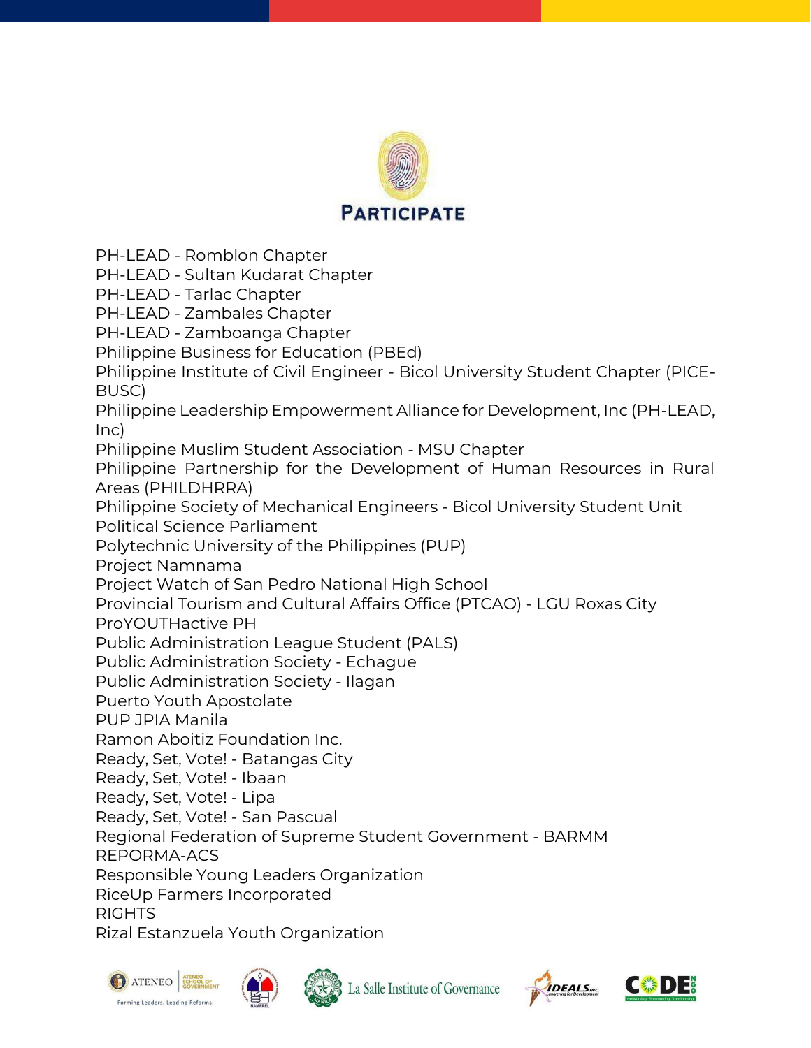PH-LEAD - Romblon Chapter
PH-LEAD - Sultan Kudarat Chapter
PH-LEAD - Tarlac Chapter
PH-LEAD - Zambales Chapter
PH-LEAD - Zamboanga Chapter
Philippine Business for Education (PBEd)
Philippine Institute of Civil Engineer - Bicol University Student Chapter (PICE-BUSC)
Philippine Leadership Empowerment Alliance for Development, Inc (PH-LEAD, Inc)
Philippine Muslim Student Association - MSU Chapter
Philippine Partnership for the Development of Human Resources in Rural Areas (PHILDHRRA)
Philippine Society of Mechanical Engineers - Bicol University Student Unit
Political Science Parliament
Polytechnic University of the Philippines (PUP)
Project Namnama
Project Watch of San Pedro National High School
Provincial Tourism and Cultural Affairs Office (PTCAO) - LGU Roxas City
ProYOUTHactive PH
Public Administration League Student (PALS)
Public Administration Society - Echague
Public Administration Society - Ilagan
Puerto Youth Apostolate
PUP JPIA Manila
Ramon Aboitiz Foundation Inc.
Ready, Set, Vote! - Batangas City
Ready, Set, Vote! - Ibaan
Ready, Set, Vote! - Lipa
Ready, Set, Vote! - San Pascual
Regional Federation of Supreme Student Government - BARMM
REPORMA-ACS
Responsible Young Leaders Organization
RiceUp Farmers Incorporated
RIGHTS
Rizal Estanzuela Youth Organization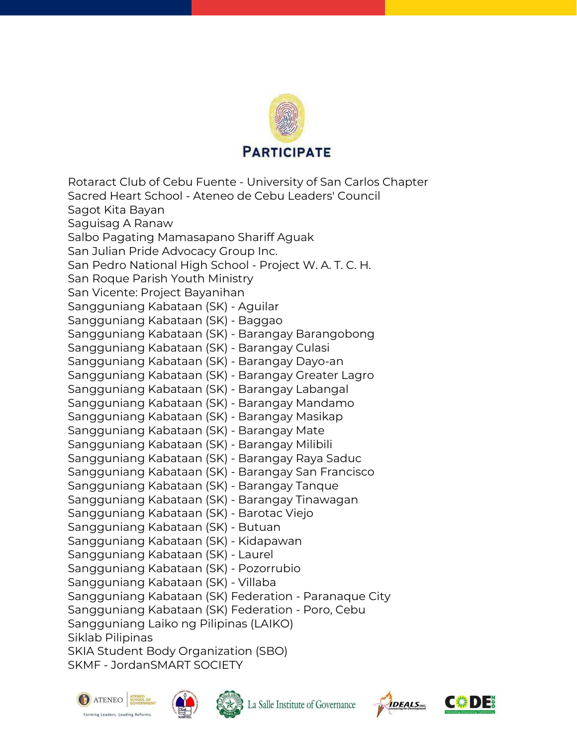# PARTICIPATE

Rotaract Club of Cebu Fuente - University of San Carlos Chapter
Sacred Heart School - Ateneo de Cebu Leaders' Council
Sagot Kita Bayan
Saguisag A Ranaw
Salbo Pagating Mamasapano Shariff Aguak
San Julian Pride Advocacy Group Inc.
San Pedro National High School - Project W. A. T. C. H.
San Roque Parish Youth Ministry
San Vicente: Project Bayanihan
Sangguniang Kabataan (SK) - Aguilar
Sangguniang Kabataan (SK) - Baggao
Sangguniang Kabataan (SK) - Barangay Barangobong
Sangguniang Kabataan (SK) - Barangay Culasi
Sangguniang Kabataan (SK) - Barangay Dayo-an
Sangguniang Kabataan (SK) - Barangay Greater Lagro
Sangguniang Kabataan (SK) - Barangay Labangal
Sangguniang Kabataan (SK) - Barangay Mandamo
Sangguniang Kabataan (SK) - Barangay Masikap
Sangguniang Kabataan (SK) - Barangay Mate
Sangguniang Kabataan (SK) - Barangay Milibili
Sangguniang Kabataan (SK) - Barangay Raya Saduc
Sangguniang Kabataan (SK) - Barangay San Francisco
Sangguniang Kabataan (SK) - Barangay Tanque
Sangguniang Kabataan (SK) - Barangay Tinawagan
Sangguniang Kabataan (SK) - Barotac Viejo
Sangguniang Kabataan (SK) - Butuan
Sangguniang Kabataan (SK) - Kidapawan
Sangguniang Kabataan (SK) - Laurel
Sangguniang Kabataan (SK) - Pozorrubio
Sangguniang Kabataan (SK) - Villaba
Sangguniang Kabataan (SK) Federation - Paranaque City
Sangguniang Kabataan (SK) Federation - Poro, Cebu
Sangguniang Laiko ng Pilipinas (LAIKO)
Siklab Pilipinas
SKIA Student Body Organization (SBO)
SKMF - JordanSMART SOCIETY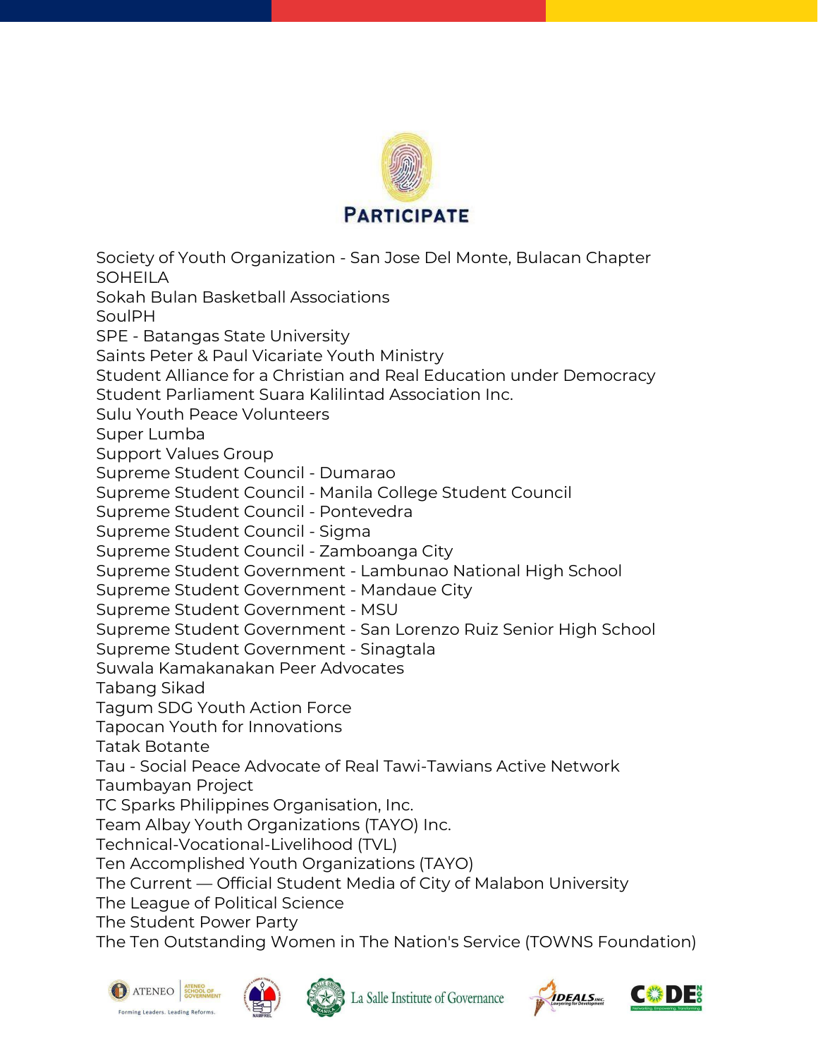**PARTICIPATE**

Society of Youth Organization - San Jose Del Monte, Bulacan Chapter
SOHEILA
Sokah Bulan Basketball Associations
SoulPH
SPE - Batangas State University
Saints Peter & Paul Vicariate Youth Ministry
Student Alliance for a Christian and Real Education under Democracy
Student Parliament Suara Kalilintad Association Inc.
Sulu Youth Peace Volunteers
Super Lumba
Support Values Group
Supreme Student Council - Dumarao
Supreme Student Council - Manila College Student Council
Supreme Student Council - Pontevedra
Supreme Student Council - Sigma
Supreme Student Council - Zamboanga City
Supreme Student Government - Lambunao National High School
Supreme Student Government - Mandaue City
Supreme Student Government - MSU
Supreme Student Government - San Lorenzo Ruiz Senior High School
Supreme Student Government - Sinagtala
Suwala Kamakanakan Peer Advocates
Tabang Sikad
Tagum SDG Youth Action Force
Tapocan Youth for Innovations
Tatak Botante
Tau - Social Peace Advocate of Real Tawi-Tawians Active Network
Taumbayan Project
TC Sparks Philippines Organisation, Inc.
Team Albay Youth Organizations (TAYO) Inc.
Technical-Vocational-Livelihood (TVL)
Ten Accomplished Youth Organizations (TAYO)
The Current — Official Student Media of City of Malabon University
The League of Political Science
The Student Power Party
The Ten Outstanding Women in The Nation's Service (TOWNS Foundation)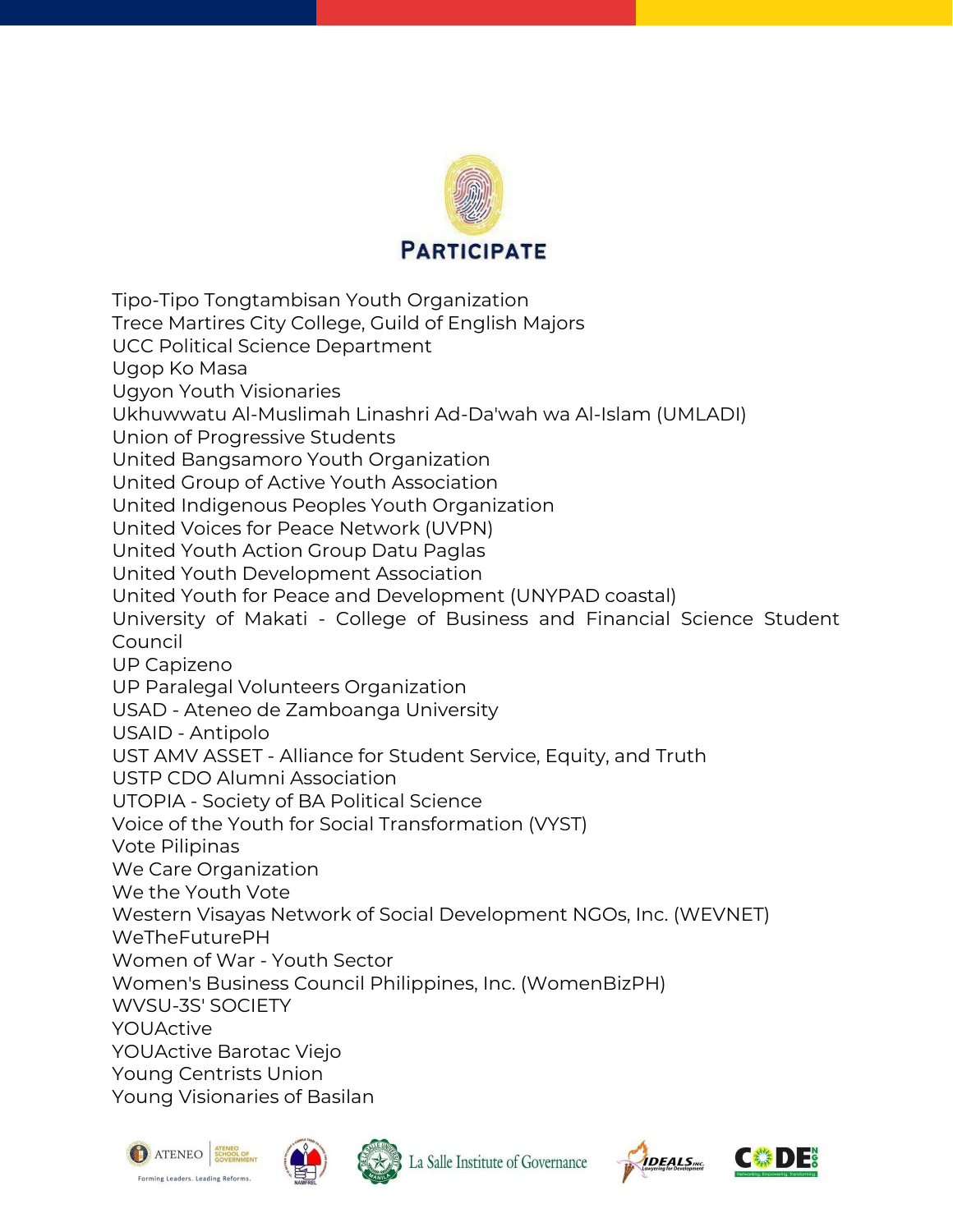PARTICIPATE

Tipo-Tipo Tongtambisan Youth Organization
Trece Martires City College, Guild of English Majors
UCC Political Science Department
Ugop Ko Masa
Ugyon Youth Visionaries
Ukhuwwatu Al-Muslimah Linashri Ad-Da'wah wa Al-Islam (UMLADI)
Union of Progressive Students
United Bangsamoro Youth Organization
United Group of Active Youth Association
United Indigenous Peoples Youth Organization
United Voices for Peace Network (UVPN)
United Youth Action Group Datu Paglas
United Youth Development Association
United Youth for Peace and Development (UNYPAD coastal)
University of Makati - College of Business and Financial Science Student Council
UP Capizeno
UP Paralegal Volunteers Organization
USAD - Ateneo de Zamboanga University
USAID - Antipolo
UST AMV ASSET - Alliance for Student Service, Equity, and Truth
USTP CDO Alumni Association
UTOPIA - Society of BA Political Science
Voice of the Youth for Social Transformation (VYST)
Vote Pilipinas
We Care Organization
We the Youth Vote
Western Visayas Network of Social Development NGOs, Inc. (WEVNET)
WeTheFuturePH
Women of War - Youth Sector
Women's Business Council Philippines, Inc. (WomenBizPH)
WVSU-3S' SOCIETY
YOUActive
YOUActive Barotac Viejo
Young Centrists Union
Young Visionaries of Basilan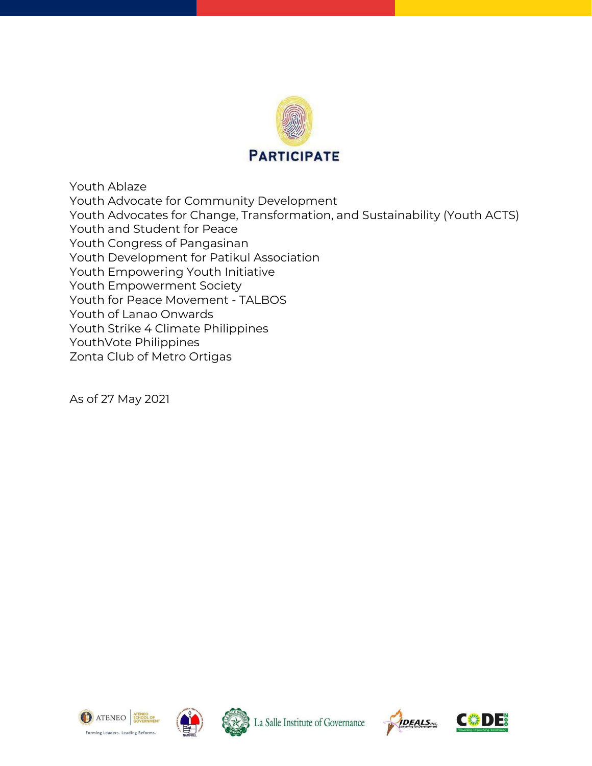Youth Ablaze
Youth Advocate for Community Development
Youth Advocates for Change, Transformation, and Sustainability (Youth ACTS)
Youth and Student for Peace
Youth Congress of Pangasinan
Youth Development for Patikul Association
Youth Empowering Youth Initiative
Youth Empowerment Society
Youth for Peace Movement - TALBOS
Youth of Lanao Onwards
Youth Strike 4 Climate Philippines
YouthVote Philippines
Zonta Club of Metro Ortigas

As of 27 May 2021